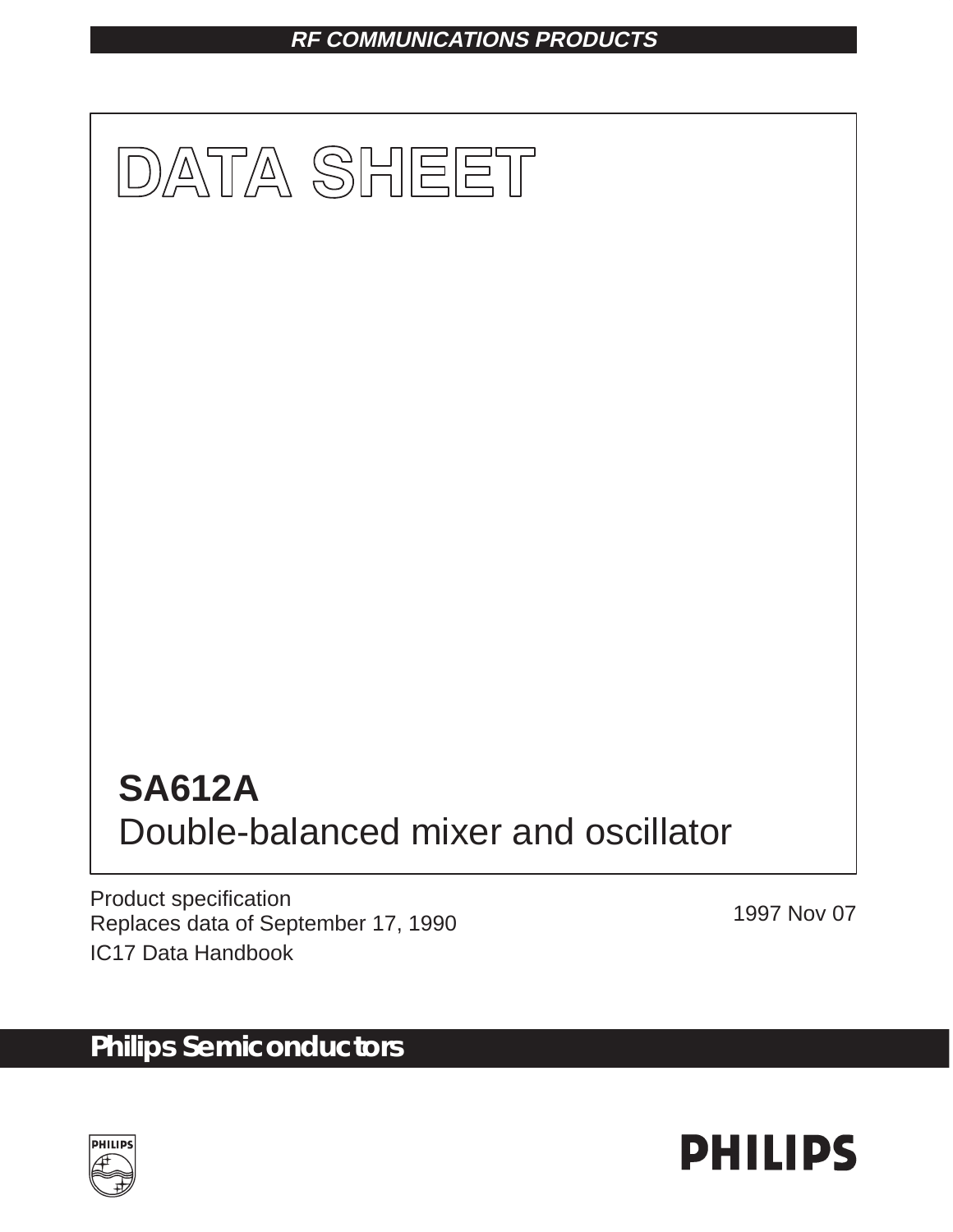RF COMMUNICATIONS PRODUCTS

# DATA SHEET

## SA612A
Double-balanced mixer and oscillator

Product specification
Replaces data of September 17, 1990
IC17 Data Handbook

1997 Nov 07

**Philips Semiconductors**

PHILIPS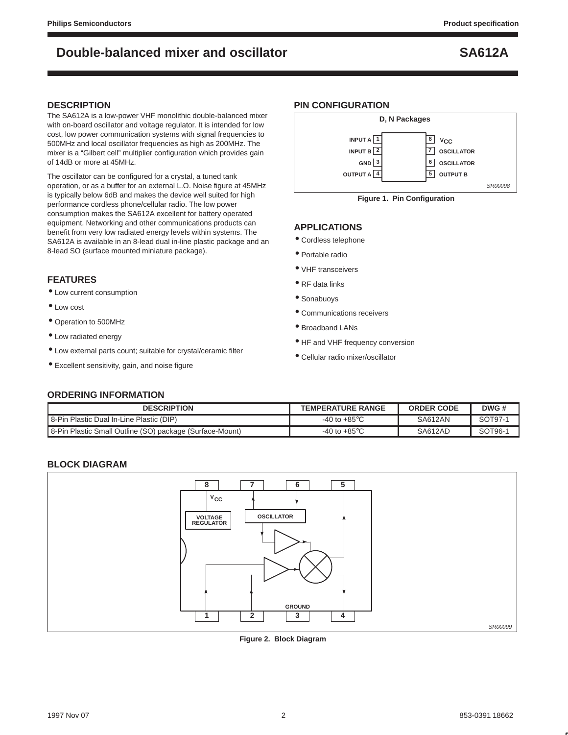# Double-balanced mixer and oscillator — SA612A

## DESCRIPTION

The SA612A is a low-power VHF monolithic double-balanced mixer with on-board oscillator and voltage regulator. It is intended for low cost, low power communication systems with signal frequencies to 500MHz and local oscillator frequencies as high as 200MHz. The mixer is a "Gilbert cell" multiplier configuration which provides gain of 14dB or more at 45MHz.

The oscillator can be configured for a crystal, a tuned tank operation, or as a buffer for an external L.O. Noise figure at 45MHz is typically below 6dB and makes the device well suited for high performance cordless phone/cellular radio. The low power consumption makes the SA612A excellent for battery operated equipment. Networking and other communications products can benefit from very low radiated energy levels within systems. The SA612A is available in an 8-lead dual in-line plastic package and an 8-lead SO (surface mounted miniature package).

## FEATURES

- Low current consumption
- Low cost
- Operation to 500MHz
- Low radiated energy
- Low external parts count; suitable for crystal/ceramic filter
- Excellent sensitivity, gain, and noise figure

## PIN CONFIGURATION

D, N Packages

| Pin | Name | Pin | Name |
|---|---|---|---|
| 1 | INPUT A | 8 | $V_{CC}$ |
| 2 | INPUT B | 7 | OSCILLATOR |
| 3 | GND | 6 | OSCILLATOR |
| 4 | OUTPUT A | 5 | OUTPUT B |

SR00098

**Figure 1. Pin Configuration**

## APPLICATIONS

- Cordless telephone
- Portable radio
- VHF transceivers
- RF data links
- Sonabuoys
- Communications receivers
- Broadband LANs
- HF and VHF frequency conversion
- Cellular radio mixer/oscillator

## ORDERING INFORMATION

| DESCRIPTION | TEMPERATURE RANGE | ORDER CODE | DWG # |
|---|---|---|---|
| 8-Pin Plastic Dual In-Line Plastic (DIP) | -40 to +85°C | SA612AN | SOT97-1 |
| 8-Pin Plastic Small Outline (SO) package (Surface-Mount) | -40 to +85°C | SA612AD | SOT96-1 |

## BLOCK DIAGRAM

8 $V_{CC}$ VOLTAGE REGULATOR, 7, 6 OSCILLATOR, 5, 1, 2, 3 GROUND, 4

SR00099

**Figure 2. Block Diagram**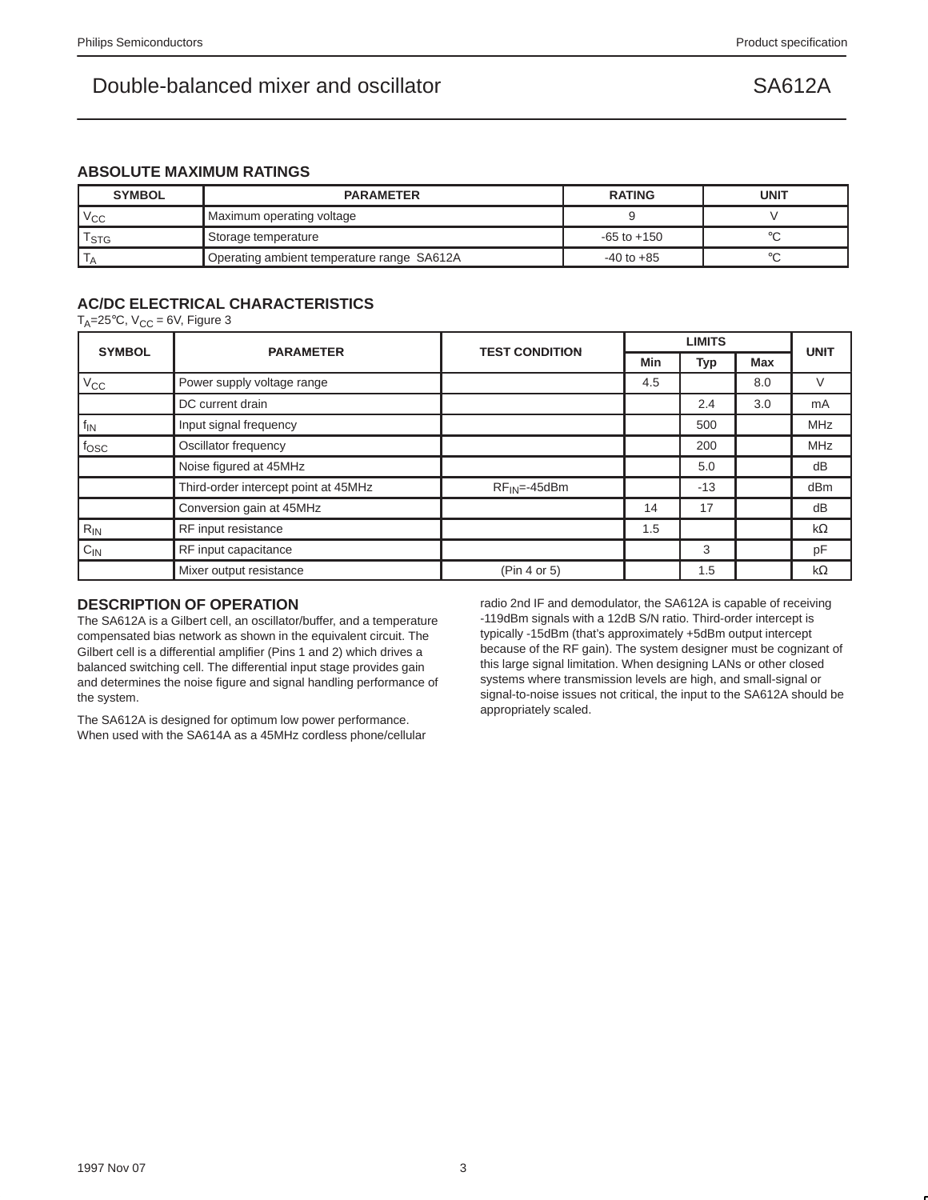# Double-balanced mixer and oscillator SA612A

## ABSOLUTE MAXIMUM RATINGS

| SYMBOL | PARAMETER | RATING | UNIT |
|---|---|---|---|
| $V_{CC}$ | Maximum operating voltage | 9 | V |
| $T_{STG}$ | Storage temperature | -65 to +150 | °C |
| $T_A$ | Operating ambient temperature range SA612A | -40 to +85 | °C |

## AC/DC ELECTRICAL CHARACTERISTICS

$T_A$=25°C, $V_{CC}$ = 6V, Figure 3

| SYMBOL | PARAMETER | TEST CONDITION | LIMITS | | | UNIT |
|---|---|---|---|---|---|---|
| | | | Min | Typ | Max | |
| $V_{CC}$ | Power supply voltage range | | 4.5 | | 8.0 | V |
| | DC current drain | | | 2.4 | 3.0 | mA |
| $f_{IN}$ | Input signal frequency | | | 500 | | MHz |
| $f_{OSC}$ | Oscillator frequency | | | 200 | | MHz |
| | Noise figured at 45MHz | | | 5.0 | | dB |
| | Third-order intercept point at 45MHz | $RF_{IN}$=-45dBm | | -13 | | dBm |
| | Conversion gain at 45MHz | | 14 | 17 | | dB |
| $R_{IN}$ | RF input resistance | | 1.5 | | | kΩ |
| $C_{IN}$ | RF input capacitance | | | 3 | | pF |
| | Mixer output resistance | (Pin 4 or 5) | | 1.5 | | kΩ |

## DESCRIPTION OF OPERATION

The SA612A is a Gilbert cell, an oscillator/buffer, and a temperature compensated bias network as shown in the equivalent circuit. The Gilbert cell is a differential amplifier (Pins 1 and 2) which drives a balanced switching cell. The differential input stage provides gain and determines the noise figure and signal handling performance of the system.

The SA612A is designed for optimum low power performance. When used with the SA614A as a 45MHz cordless phone/cellular radio 2nd IF and demodulator, the SA612A is capable of receiving -119dBm signals with a 12dB S/N ratio. Third-order intercept is typically -15dBm (that's approximately +5dBm output intercept because of the RF gain). The system designer must be cognizant of this large signal limitation. When designing LANs or other closed systems where transmission levels are high, and small-signal or signal-to-noise issues not critical, the input to the SA612A should be appropriately scaled.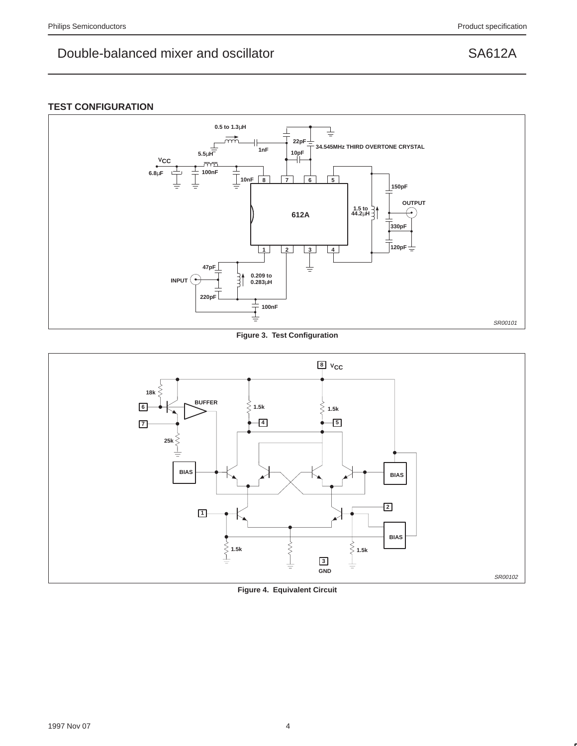## TEST CONFIGURATION

Figure 3. Test Configuration

Figure 4. Equivalent Circuit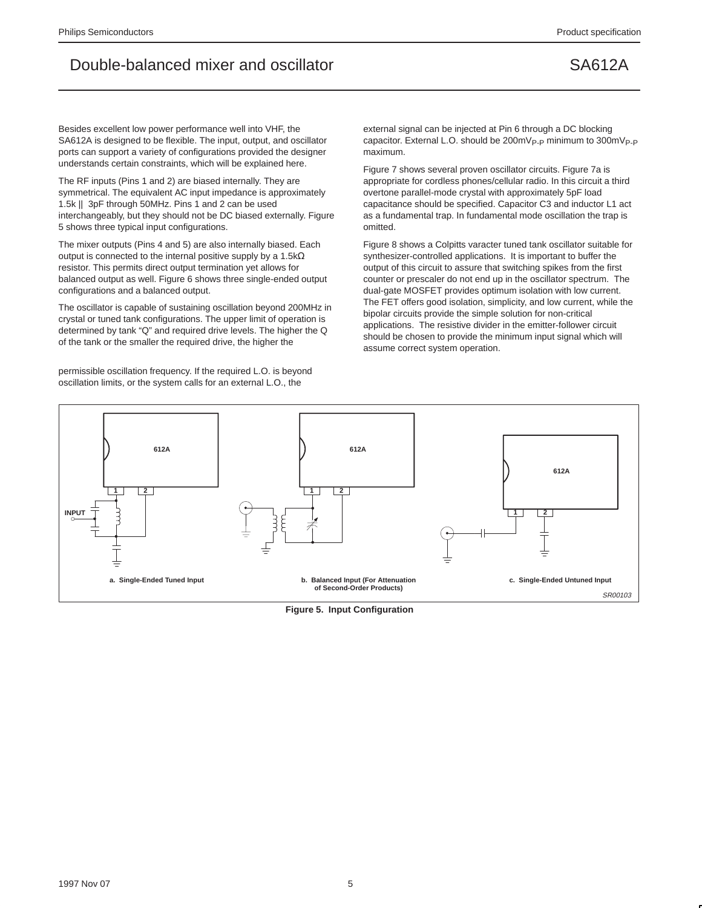Besides excellent low power performance well into VHF, the SA612A is designed to be flexible. The input, output, and oscillator ports can support a variety of configurations provided the designer understands certain constraints, which will be explained here.

The RF inputs (Pins 1 and 2) are biased internally. They are symmetrical. The equivalent AC input impedance is approximately 1.5k || 3pF through 50MHz. Pins 1 and 2 can be used interchangeably, but they should not be DC biased externally. Figure 5 shows three typical input configurations.

The mixer outputs (Pins 4 and 5) are also internally biased. Each output is connected to the internal positive supply by a 1.5kΩ resistor. This permits direct output termination yet allows for balanced output as well. Figure 6 shows three single-ended output configurations and a balanced output.

The oscillator is capable of sustaining oscillation beyond 200MHz in crystal or tuned tank configurations. The upper limit of operation is determined by tank "Q" and required drive levels. The higher the Q of the tank or the smaller the required drive, the higher the permissible oscillation frequency. If the required L.O. is beyond oscillation limits, or the system calls for an external L.O., the external signal can be injected at Pin 6 through a DC blocking capacitor. External L.O. should be $200mV_{P-P}$ minimum to $300mV_{P-P}$ maximum.

Figure 7 shows several proven oscillator circuits. Figure 7a is appropriate for cordless phones/cellular radio. In this circuit a third overtone parallel-mode crystal with approximately 5pF load capacitance should be specified. Capacitor C3 and inductor L1 act as a fundamental trap. In fundamental mode oscillation the trap is omitted.

Figure 8 shows a Colpitts varacter tuned tank oscillator suitable for synthesizer-controlled applications. It is important to buffer the output of this circuit to assure that switching spikes from the first counter or prescaler do not end up in the oscillator spectrum. The dual-gate MOSFET provides optimum isolation with low current. The FET offers good isolation, simplicity, and low current, while the bipolar circuits provide the simple solution for non-critical applications. The resistive divider in the emitter-follower circuit should be chosen to provide the minimum input signal which will assume correct system operation.

a. Single-Ended Tuned Input

b. Balanced Input (For Attenuation of Second-Order Products)

c. Single-Ended Untuned Input

SR00103

**Figure 5. Input Configuration**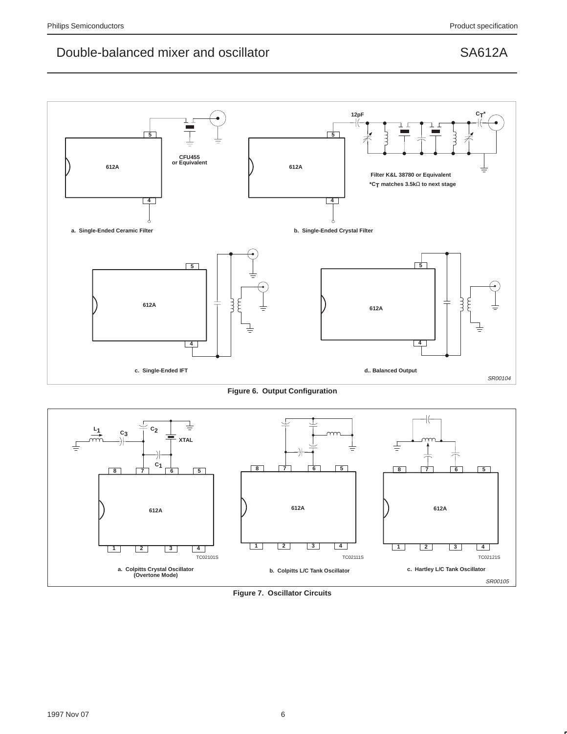a. Single-Ended Ceramic Filter

CFU455 or Equivalent

b. Single-Ended Crystal Filter

12pF

$C_T$*

Filter K&L 38780 or Equivalent

*$C_T$ matches 3.5kΩ to next stage

c. Single-Ended IFT

d.. Balanced Output

SR00104

**Figure 6. Output Configuration**

a. Colpitts Crystal Oscillator (Overtone Mode)

$L_1$, $C_3$, $C_2$, XTAL, $C_1$

TC02101S

b. Colpitts L/C Tank Oscillator

TC02111S

c. Hartley L/C Tank Oscillator

TC02121S

SR00105

**Figure 7. Oscillator Circuits**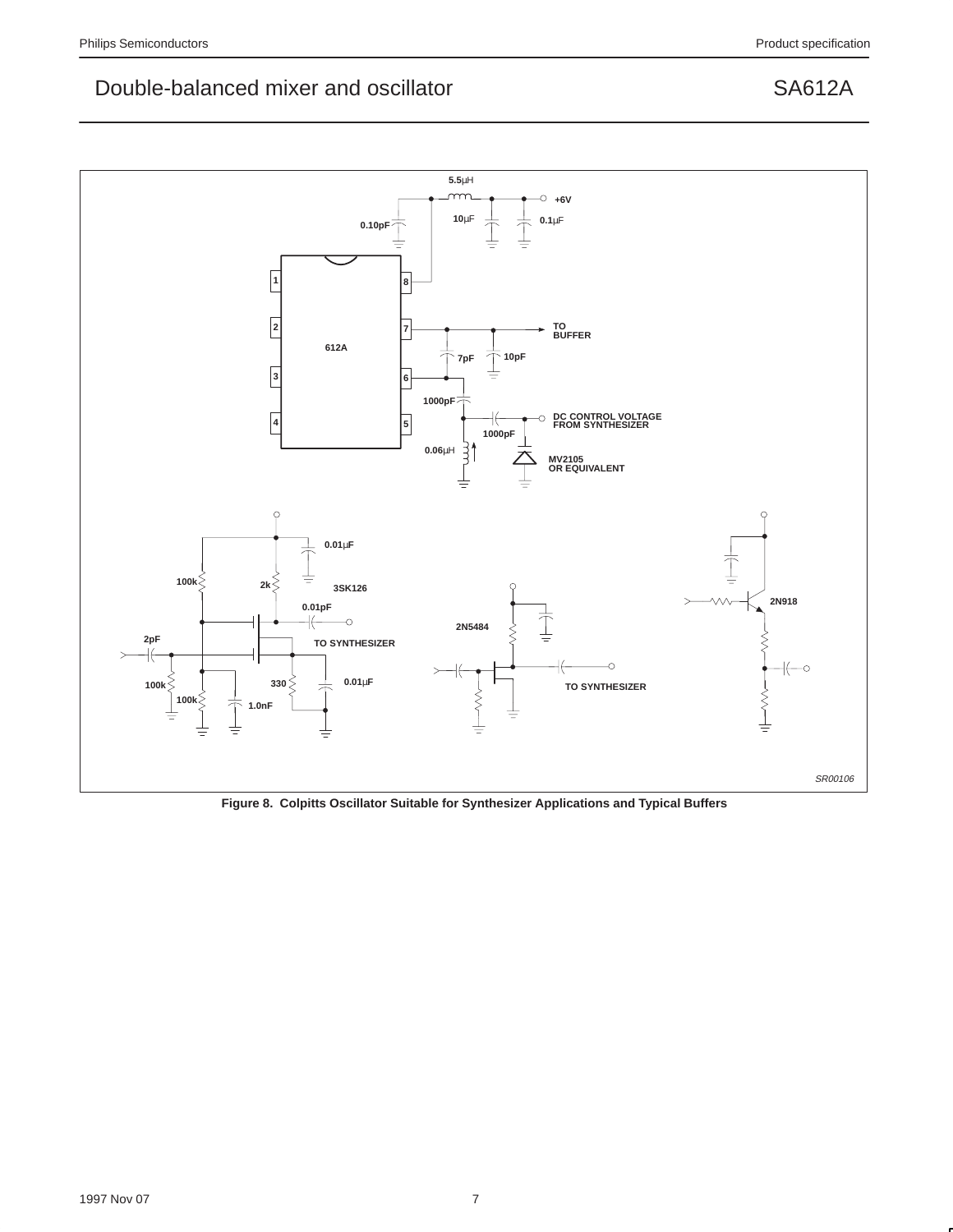Figure 8.  Colpitts Oscillator Suitable for Synthesizer Applications and Typical Buffers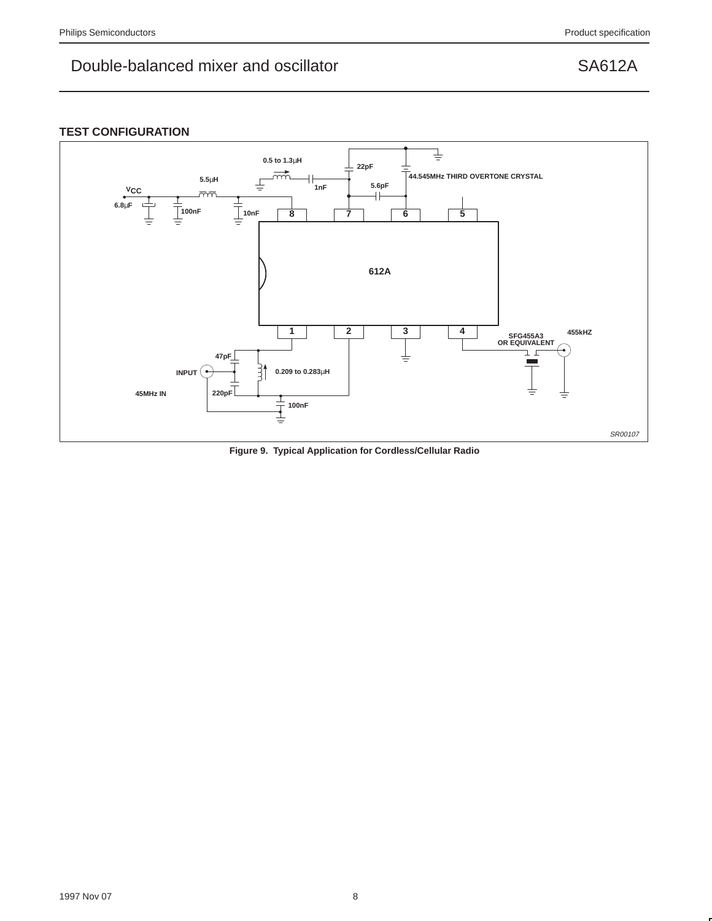## TEST CONFIGURATION

Figure 9.  Typical Application for Cordless/Cellular Radio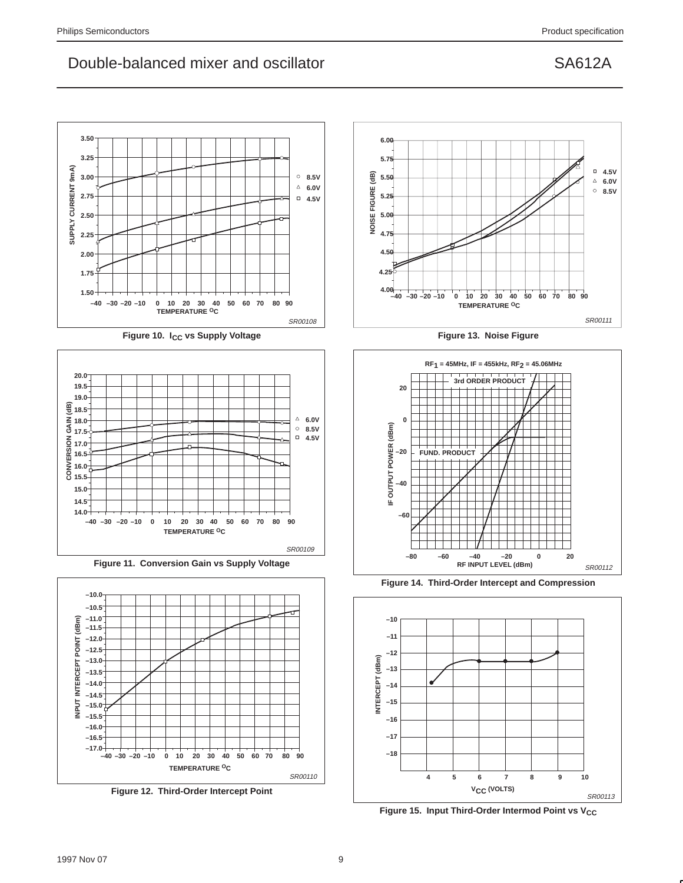Figure 10. $I_{CC}$ vs Supply Voltage

Figure 11. Conversion Gain vs Supply Voltage

Figure 12. Third-Order Intercept Point

Figure 13. Noise Figure

Figure 14. Third-Order Intercept and Compression

Figure 15. Input Third-Order Intermod Point vs $V_{CC}$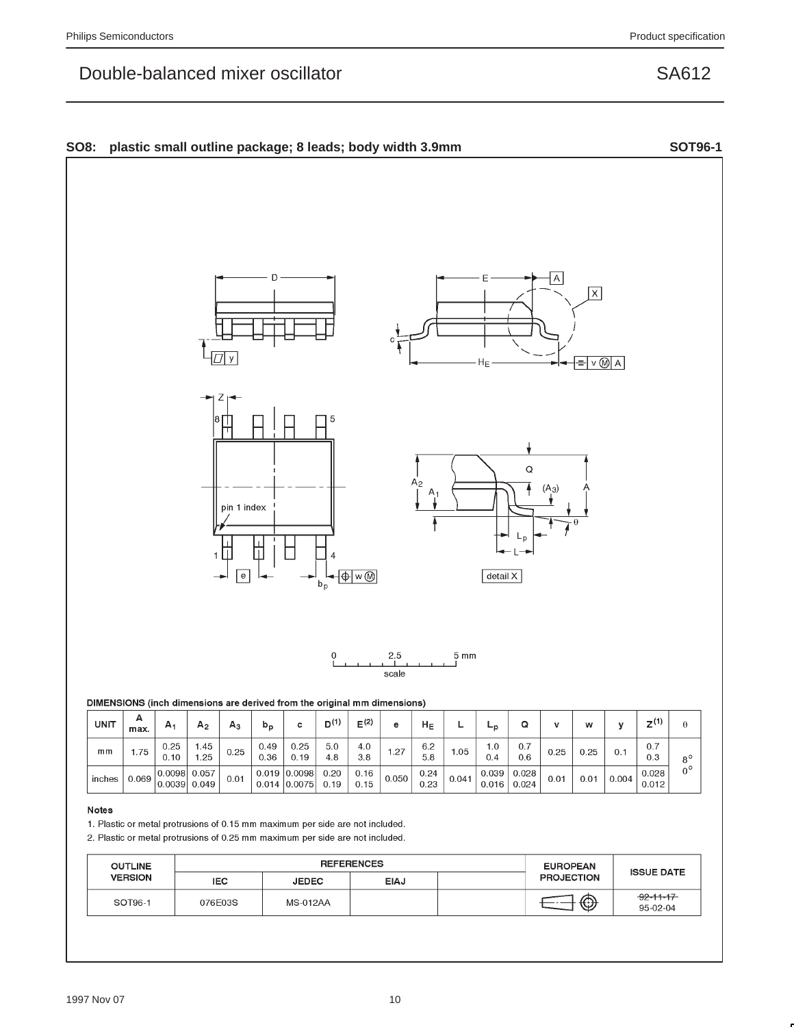## SO8: plastic small outline package; 8 leads; body width 3.9mm — SOT96-1

DIMENSIONS (inch dimensions are derived from the original mm dimensions)

| UNIT | A max. | $A_1$ | $A_2$ | $A_3$ | $b_p$ | c | $D^{(1)}$ | $E^{(2)}$ | e | $H_E$ | L | $L_p$ | Q | v | w | y | $Z^{(1)}$ | θ |
|---|---|---|---|---|---|---|---|---|---|---|---|---|---|---|---|---|---|---|
| mm | 1.75 | 0.25<br>0.10 | 1.45<br>1.25 | 0.25 | 0.49<br>0.36 | 0.25<br>0.19 | 5.0<br>4.8 | 4.0<br>3.8 | 1.27 | 6.2<br>5.8 | 1.05 | 1.0<br>0.4 | 0.7<br>0.6 | 0.25 | 0.25 | 0.1 | 0.7<br>0.3 | 8°<br>0° |
| inches | 0.069 | 0.0098<br>0.0039 | 0.057<br>0.049 | 0.01 | 0.019<br>0.014 | 0.0098<br>0.0075 | 0.20<br>0.19 | 0.16<br>0.15 | 0.050 | 0.24<br>0.23 | 0.041 | 0.039<br>0.016 | 0.028<br>0.024 | 0.01 | 0.01 | 0.004 | 0.028<br>0.012 | |

**Notes**

1. Plastic or metal protrusions of 0.15 mm maximum per side are not included.
2. Plastic or metal protrusions of 0.25 mm maximum per side are not included.

| OUTLINE VERSION | REFERENCES | | | | EUROPEAN PROJECTION | ISSUE DATE |
|---|---|---|---|---|---|---|
| | IEC | JEDEC | EIAJ | | | |
| SOT96-1 | 076E03S | MS-012AA | | | | ~~92-11-17~~<br>95-02-04 |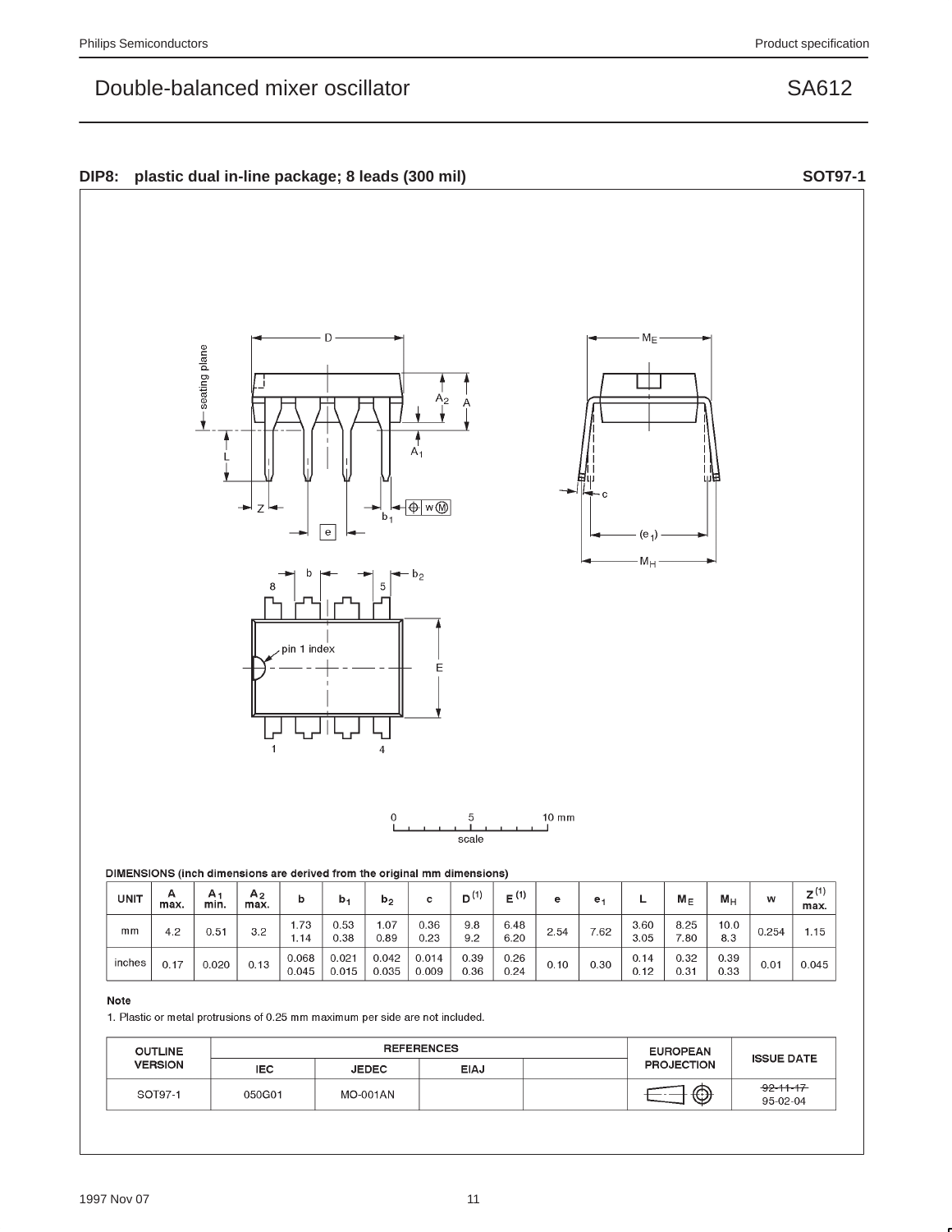## DIP8: plastic dual in-line package; 8 leads (300 mil) — SOT97-1

DIMENSIONS (inch dimensions are derived from the original mm dimensions)

| UNIT | A max. | $A_1$ min. | $A_2$ max. | b | $b_1$ | $b_2$ | c | D [(1)] | E [(1)] | e | $e_1$ | L | $M_E$ | $M_H$ | w | Z [(1)] max. |
|---|---|---|---|---|---|---|---|---|---|---|---|---|---|---|---|---|
| mm | 4.2 | 0.51 | 3.2 | 1.73 1.14 | 0.53 0.38 | 1.07 0.89 | 0.36 0.23 | 9.8 9.2 | 6.48 6.20 | 2.54 | 7.62 | 3.60 3.05 | 8.25 7.80 | 10.0 8.3 | 0.254 | 1.15 |
| inches | 0.17 | 0.020 | 0.13 | 0.068 0.045 | 0.021 0.015 | 0.042 0.035 | 0.014 0.009 | 0.39 0.36 | 0.26 0.24 | 0.10 | 0.30 | 0.14 0.12 | 0.32 0.31 | 0.39 0.33 | 0.01 | 0.045 |

**Note**

1. Plastic or metal protrusions of 0.25 mm maximum per side are not included.

| OUTLINE VERSION | REFERENCES | | | | EUROPEAN PROJECTION | ISSUE DATE |
|---|---|---|---|---|---|---|
| | IEC | JEDEC | EIAJ | | | |
| SOT97-1 | 050G01 | MO-001AN | | | | ~~92-11-17~~ 95-02-04 |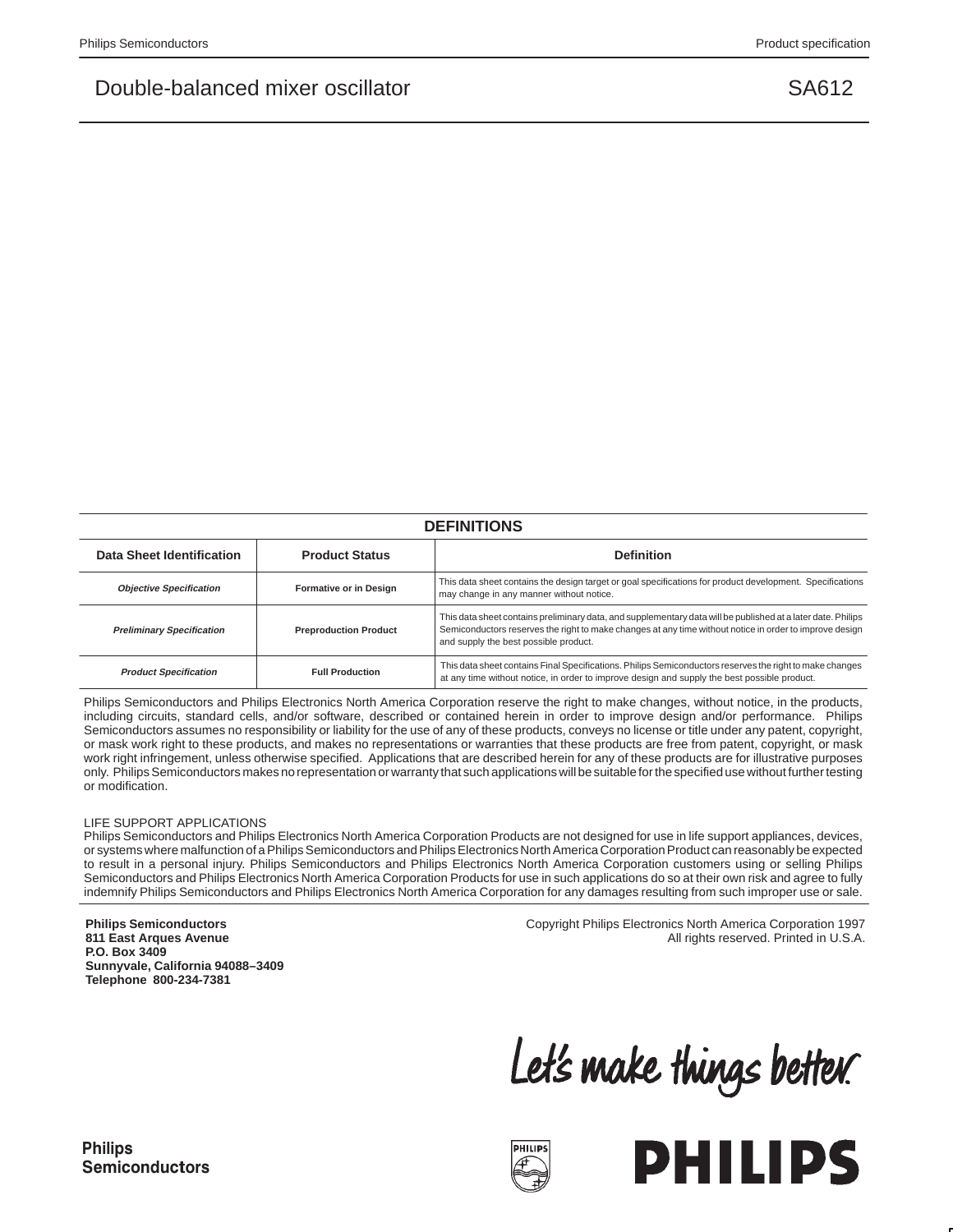## DEFINITIONS

| Data Sheet Identification | Product Status | Definition |
|---|---|---|
| ***Objective Specification*** | **Formative or in Design** | This data sheet contains the design target or goal specifications for product development. Specifications may change in any manner without notice. |
| ***Preliminary Specification*** | **Preproduction Product** | This data sheet contains preliminary data, and supplementary data will be published at a later date. Philips Semiconductors reserves the right to make changes at any time without notice in order to improve design and supply the best possible product. |
| ***Product Specification*** | **Full Production** | This data sheet contains Final Specifications. Philips Semiconductors reserves the right to make changes at any time without notice, in order to improve design and supply the best possible product. |

Philips Semiconductors and Philips Electronics North America Corporation reserve the right to make changes, without notice, in the products, including circuits, standard cells, and/or software, described or contained herein in order to improve design and/or performance. Philips Semiconductors assumes no responsibility or liability for the use of any of these products, conveys no license or title under any patent, copyright, or mask work right to these products, and makes no representations or warranties that these products are free from patent, copyright, or mask work right infringement, unless otherwise specified. Applications that are described herein for any of these products are for illustrative purposes only. Philips Semiconductors makes no representation or warranty that such applications will be suitable for the specified use without further testing or modification.

LIFE SUPPORT APPLICATIONS
Philips Semiconductors and Philips Electronics North America Corporation Products are not designed for use in life support appliances, devices, or systems where malfunction of a Philips Semiconductors and Philips Electronics North America Corporation Product can reasonably be expected to result in a personal injury. Philips Semiconductors and Philips Electronics North America Corporation customers using or selling Philips Semiconductors and Philips Electronics North America Corporation Products for use in such applications do so at their own risk and agree to fully indemnify Philips Semiconductors and Philips Electronics North America Corporation for any damages resulting from such improper use or sale.

**Philips Semiconductors**
**811 East Arques Avenue**
**P.O. Box 3409**
**Sunnyvale, California 94088–3409**
**Telephone 800-234-7381**

Copyright Philips Electronics North America Corporation 1997
All rights reserved. Printed in U.S.A.

Let's make things better.

**Philips Semiconductors**

**PHILIPS**